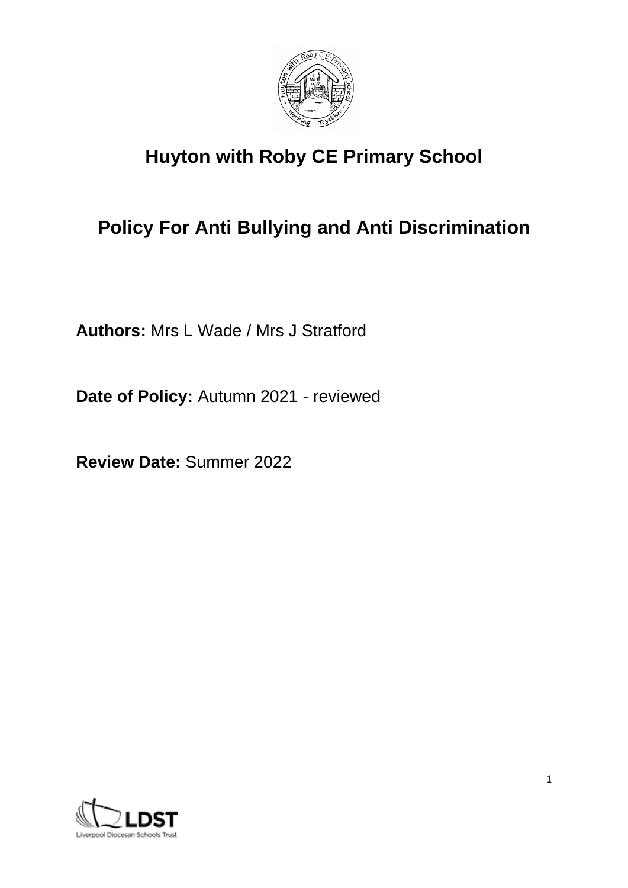# Huyton with Roby CE Primary School

## Policy For Anti Bullying and Anti Discrimination

**Authors:** Mrs L Wade / Mrs J Stratford

**Date of Policy:** Autumn 2021 - reviewed

**Review Date:** Summer 2022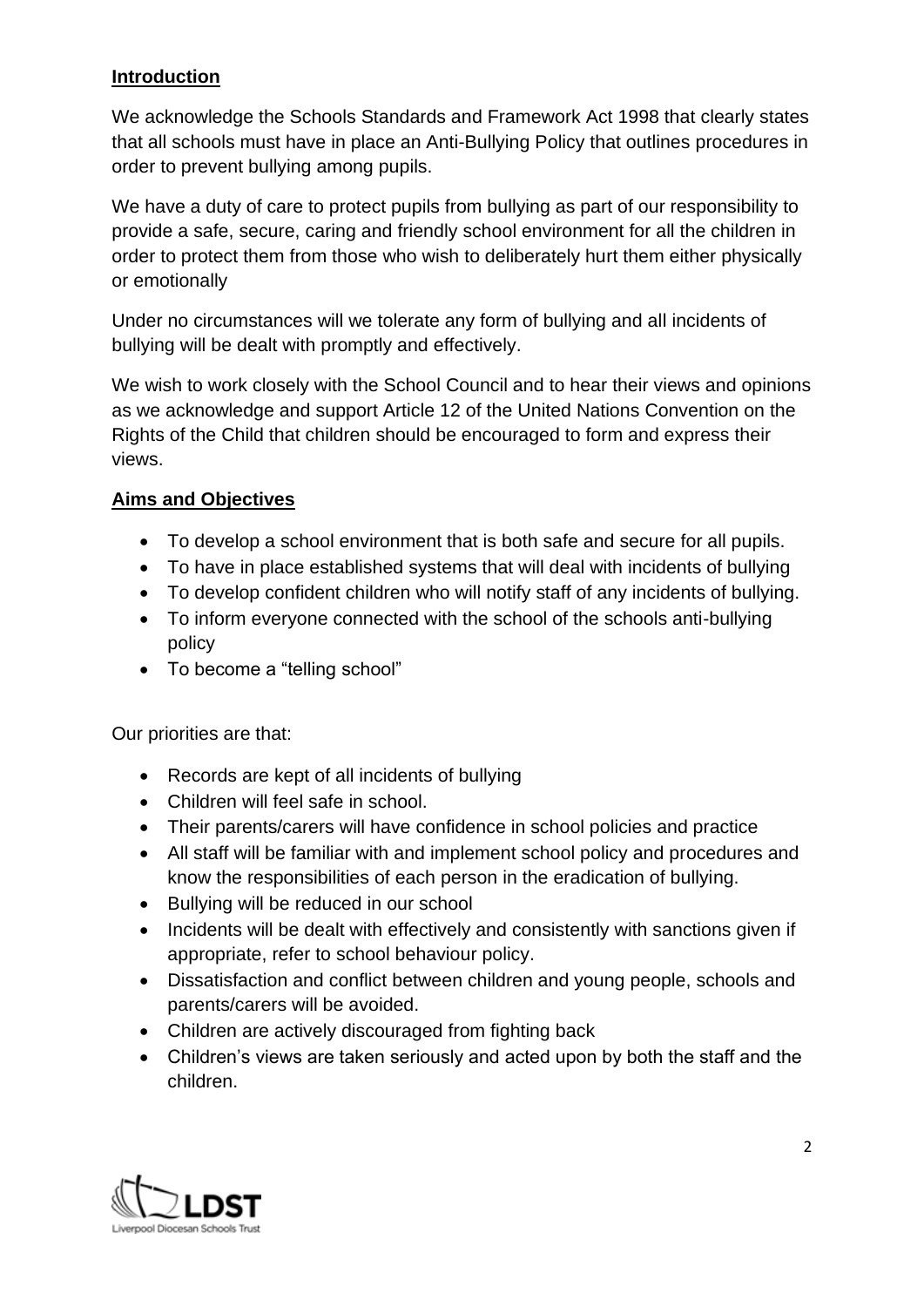## Introduction

We acknowledge the Schools Standards and Framework Act 1998 that clearly states that all schools must have in place an Anti-Bullying Policy that outlines procedures in order to prevent bullying among pupils.

We have a duty of care to protect pupils from bullying as part of our responsibility to provide a safe, secure, caring and friendly school environment for all the children in order to protect them from those who wish to deliberately hurt them either physically or emotionally

Under no circumstances will we tolerate any form of bullying and all incidents of bullying will be dealt with promptly and effectively.

We wish to work closely with the School Council and to hear their views and opinions as we acknowledge and support Article 12 of the United Nations Convention on the Rights of the Child that children should be encouraged to form and express their views.

## Aims and Objectives

- To develop a school environment that is both safe and secure for all pupils.
- To have in place established systems that will deal with incidents of bullying
- To develop confident children who will notify staff of any incidents of bullying.
- To inform everyone connected with the school of the schools anti-bullying policy
- To become a "telling school"

Our priorities are that:

- Records are kept of all incidents of bullying
- Children will feel safe in school.
- Their parents/carers will have confidence in school policies and practice
- All staff will be familiar with and implement school policy and procedures and know the responsibilities of each person in the eradication of bullying.
- Bullying will be reduced in our school
- Incidents will be dealt with effectively and consistently with sanctions given if appropriate, refer to school behaviour policy.
- Dissatisfaction and conflict between children and young people, schools and parents/carers will be avoided.
- Children are actively discouraged from fighting back
- Children's views are taken seriously and acted upon by both the staff and the children.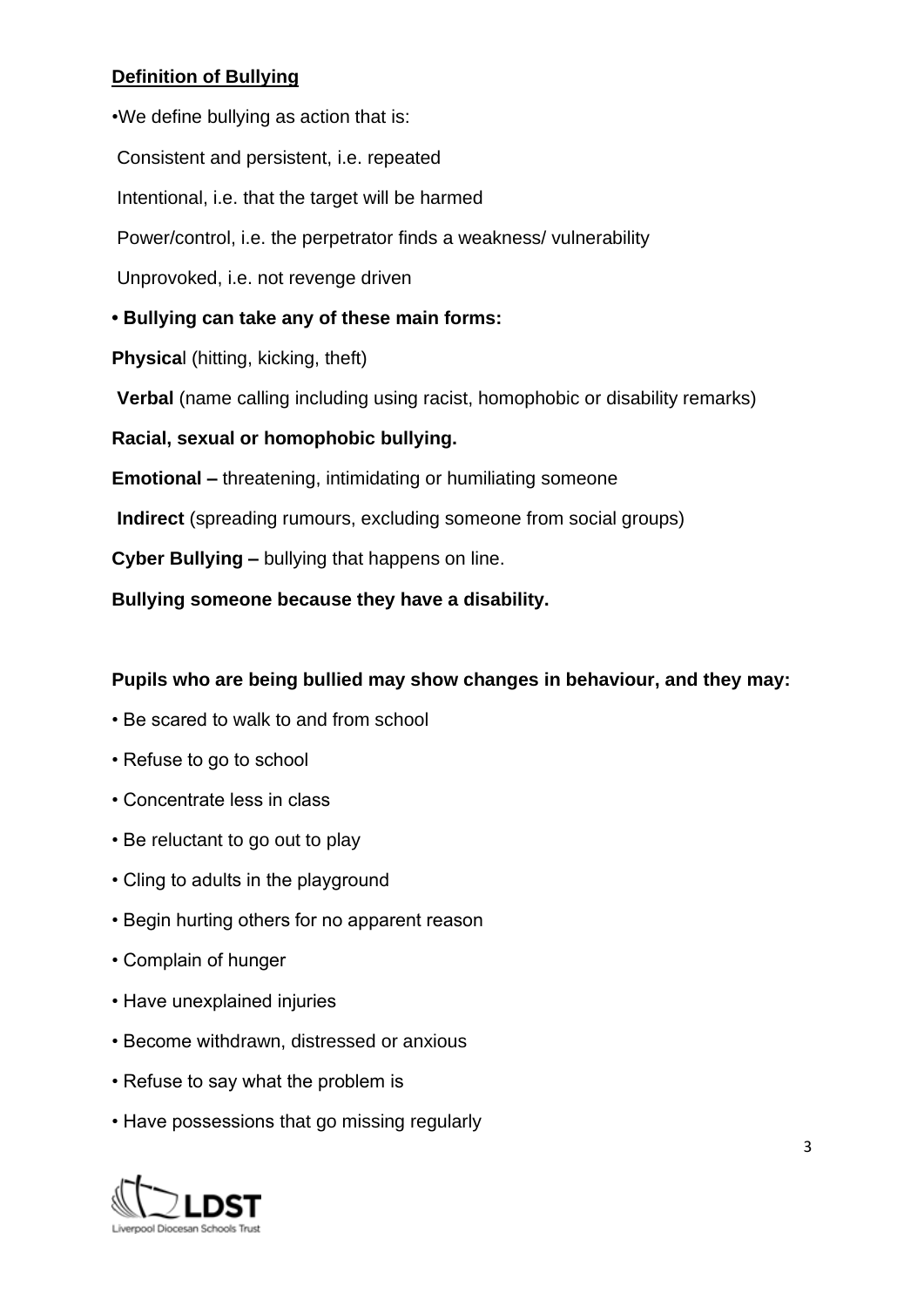**Definition of Bullying**

•We define bullying as action that is:

Consistent and persistent, i.e. repeated

Intentional, i.e. that the target will be harmed

Power/control, i.e. the perpetrator finds a weakness/ vulnerability

Unprovoked, i.e. not revenge driven

**• Bullying can take any of these main forms:**

**Physica**l (hitting, kicking, theft)

**Verbal** (name calling including using racist, homophobic or disability remarks)

**Racial, sexual or homophobic bullying.**

**Emotional –** threatening, intimidating or humiliating someone

**Indirect** (spreading rumours, excluding someone from social groups)

**Cyber Bullying –** bullying that happens on line.

**Bullying someone because they have a disability.**

**Pupils who are being bullied may show changes in behaviour, and they may:**

- Be scared to walk to and from school
- Refuse to go to school
- Concentrate less in class
- Be reluctant to go out to play
- Cling to adults in the playground
- Begin hurting others for no apparent reason
- Complain of hunger
- Have unexplained injuries
- Become withdrawn, distressed or anxious
- Refuse to say what the problem is
- Have possessions that go missing regularly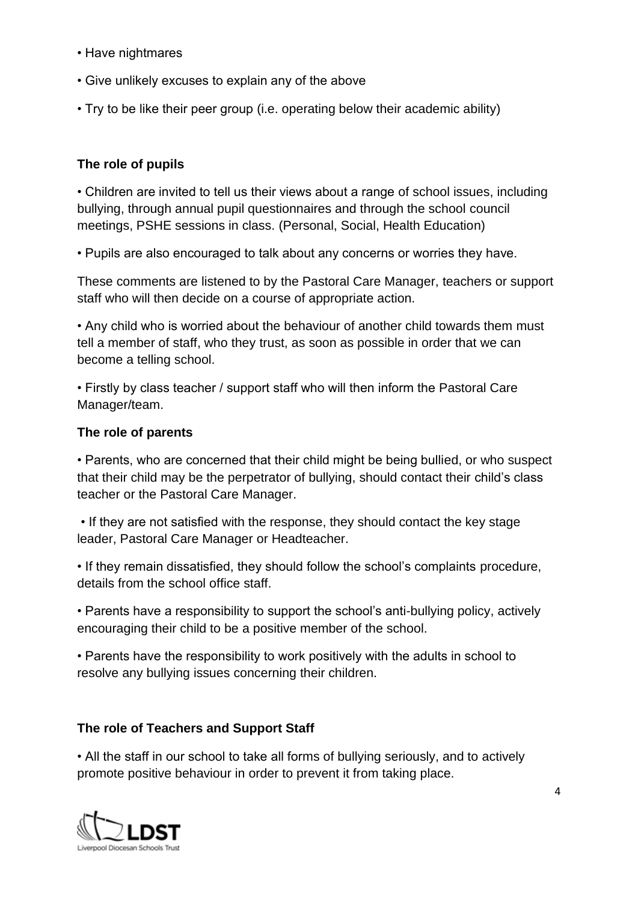- Have nightmares
- Give unlikely excuses to explain any of the above
- Try to be like their peer group (i.e. operating below their academic ability)

**The role of pupils**

- Children are invited to tell us their views about a range of school issues, including bullying, through annual pupil questionnaires and through the school council meetings, PSHE sessions in class. (Personal, Social, Health Education)
- Pupils are also encouraged to talk about any concerns or worries they have.

These comments are listened to by the Pastoral Care Manager, teachers or support staff who will then decide on a course of appropriate action.

- Any child who is worried about the behaviour of another child towards them must tell a member of staff, who they trust, as soon as possible in order that we can become a telling school.
- Firstly by class teacher / support staff who will then inform the Pastoral Care Manager/team.

**The role of parents**

- Parents, who are concerned that their child might be being bullied, or who suspect that their child may be the perpetrator of bullying, should contact their child's class teacher or the Pastoral Care Manager.
- If they are not satisfied with the response, they should contact the key stage leader, Pastoral Care Manager or Headteacher.
- If they remain dissatisfied, they should follow the school's complaints procedure, details from the school office staff.
- Parents have a responsibility to support the school's anti-bullying policy, actively encouraging their child to be a positive member of the school.
- Parents have the responsibility to work positively with the adults in school to resolve any bullying issues concerning their children.

**The role of Teachers and Support Staff**

- All the staff in our school to take all forms of bullying seriously, and to actively promote positive behaviour in order to prevent it from taking place.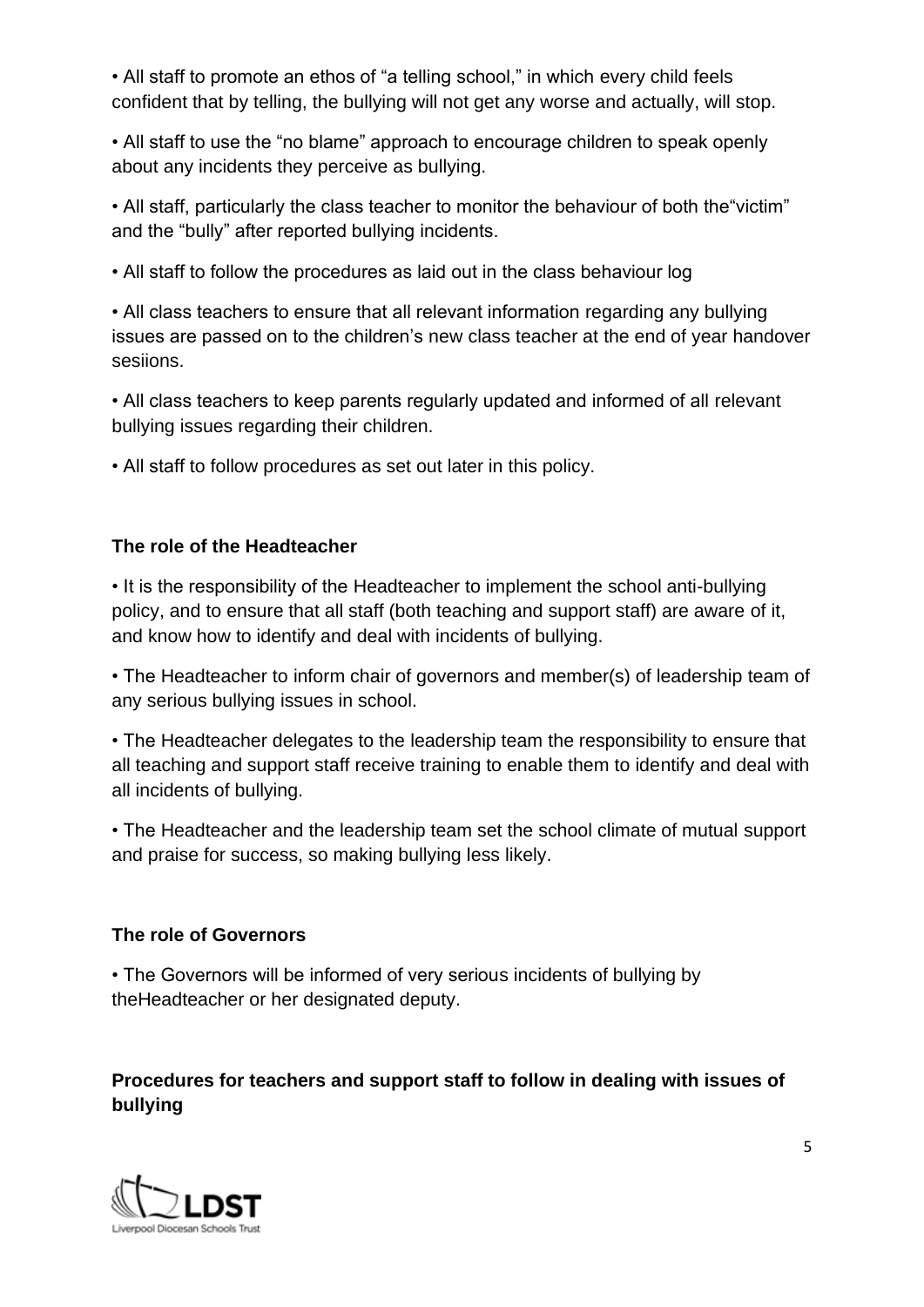- All staff to promote an ethos of "a telling school," in which every child feels confident that by telling, the bullying will not get any worse and actually, will stop.
- All staff to use the "no blame" approach to encourage children to speak openly about any incidents they perceive as bullying.
- All staff, particularly the class teacher to monitor the behaviour of both the"victim" and the "bully" after reported bullying incidents.
- All staff to follow the procedures as laid out in the class behaviour log
- All class teachers to ensure that all relevant information regarding any bullying issues are passed on to the children's new class teacher at the end of year handover sesiions.
- All class teachers to keep parents regularly updated and informed of all relevant bullying issues regarding their children.
- All staff to follow procedures as set out later in this policy.

**The role of the Headteacher**

- It is the responsibility of the Headteacher to implement the school anti-bullying policy, and to ensure that all staff (both teaching and support staff) are aware of it, and know how to identify and deal with incidents of bullying.
- The Headteacher to inform chair of governors and member(s) of leadership team of any serious bullying issues in school.
- The Headteacher delegates to the leadership team the responsibility to ensure that all teaching and support staff receive training to enable them to identify and deal with all incidents of bullying.
- The Headteacher and the leadership team set the school climate of mutual support and praise for success, so making bullying less likely.

**The role of Governors**

- The Governors will be informed of very serious incidents of bullying by theHeadteacher or her designated deputy.

**Procedures for teachers and support staff to follow in dealing with issues of bullying**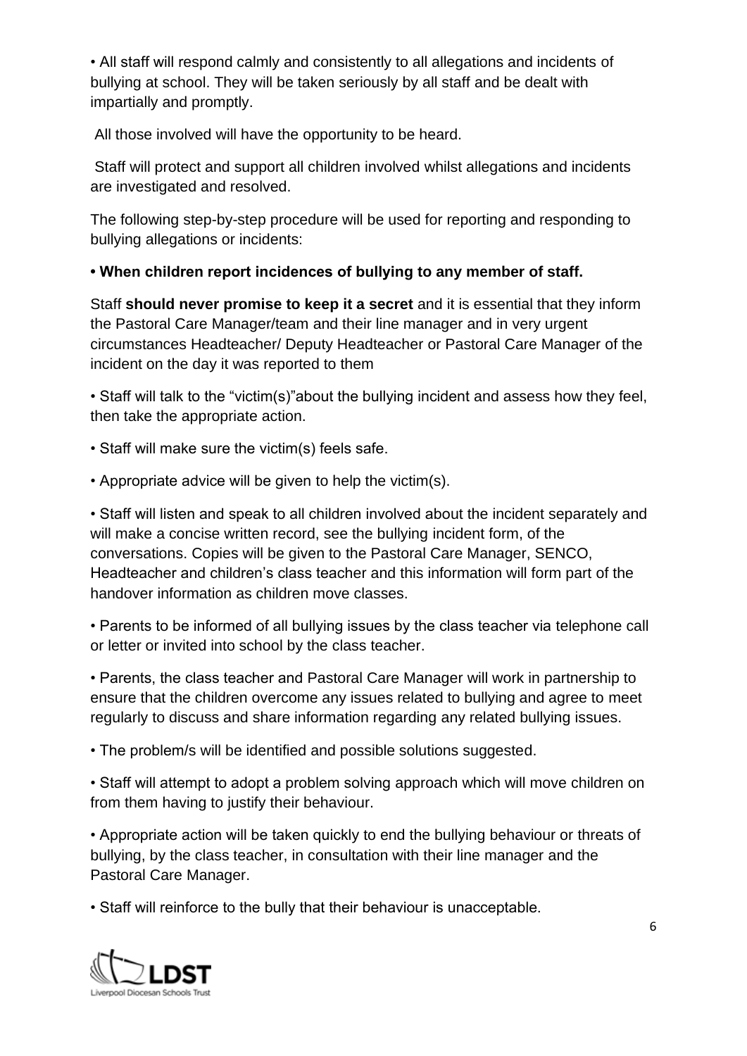- All staff will respond calmly and consistently to all allegations and incidents of bullying at school. They will be taken seriously by all staff and be dealt with impartially and promptly.

All those involved will have the opportunity to be heard.

Staff will protect and support all children involved whilst allegations and incidents are investigated and resolved.

The following step-by-step procedure will be used for reporting and responding to bullying allegations or incidents:

- **When children report incidences of bullying to any member of staff.**

Staff **should never promise to keep it a secret** and it is essential that they inform the Pastoral Care Manager/team and their line manager and in very urgent circumstances Headteacher/ Deputy Headteacher or Pastoral Care Manager of the incident on the day it was reported to them

- Staff will talk to the "victim(s)"about the bullying incident and assess how they feel, then take the appropriate action.
- Staff will make sure the victim(s) feels safe.
- Appropriate advice will be given to help the victim(s).
- Staff will listen and speak to all children involved about the incident separately and will make a concise written record, see the bullying incident form, of the conversations. Copies will be given to the Pastoral Care Manager, SENCO, Headteacher and children's class teacher and this information will form part of the handover information as children move classes.
- Parents to be informed of all bullying issues by the class teacher via telephone call or letter or invited into school by the class teacher.
- Parents, the class teacher and Pastoral Care Manager will work in partnership to ensure that the children overcome any issues related to bullying and agree to meet regularly to discuss and share information regarding any related bullying issues.
- The problem/s will be identified and possible solutions suggested.
- Staff will attempt to adopt a problem solving approach which will move children on from them having to justify their behaviour.
- Appropriate action will be taken quickly to end the bullying behaviour or threats of bullying, by the class teacher, in consultation with their line manager and the Pastoral Care Manager.
- Staff will reinforce to the bully that their behaviour is unacceptable.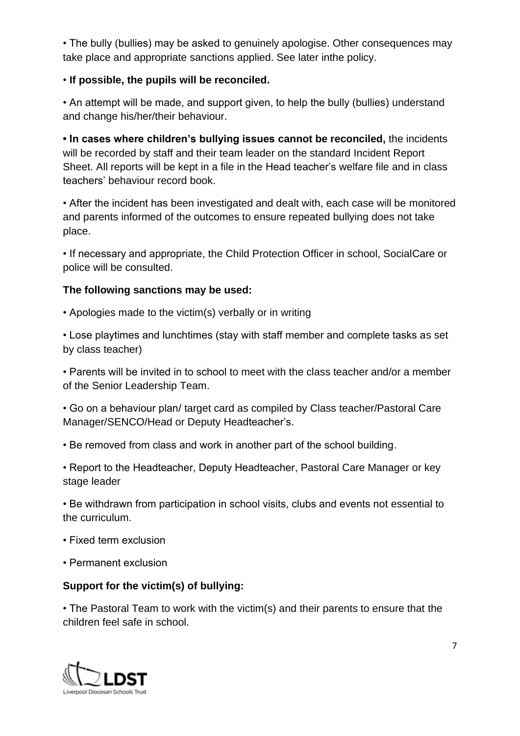- The bully (bullies) may be asked to genuinely apologise. Other consequences may take place and appropriate sanctions applied. See later inthe policy.
- **If possible, the pupils will be reconciled.**
- An attempt will be made, and support given, to help the bully (bullies) understand and change his/her/their behaviour.
- **In cases where children's bullying issues cannot be reconciled,** the incidents will be recorded by staff and their team leader on the standard Incident Report Sheet. All reports will be kept in a file in the Head teacher's welfare file and in class teachers' behaviour record book.
- After the incident has been investigated and dealt with, each case will be monitored and parents informed of the outcomes to ensure repeated bullying does not take place.
- If necessary and appropriate, the Child Protection Officer in school, SocialCare or police will be consulted.

**The following sanctions may be used:**

- Apologies made to the victim(s) verbally or in writing
- Lose playtimes and lunchtimes (stay with staff member and complete tasks as set by class teacher)
- Parents will be invited in to school to meet with the class teacher and/or a member of the Senior Leadership Team.
- Go on a behaviour plan/ target card as compiled by Class teacher/Pastoral Care Manager/SENCO/Head or Deputy Headteacher's.
- Be removed from class and work in another part of the school building.
- Report to the Headteacher, Deputy Headteacher, Pastoral Care Manager or key stage leader
- Be withdrawn from participation in school visits, clubs and events not essential to the curriculum.
- Fixed term exclusion
- Permanent exclusion

**Support for the victim(s) of bullying:**

- The Pastoral Team to work with the victim(s) and their parents to ensure that the children feel safe in school.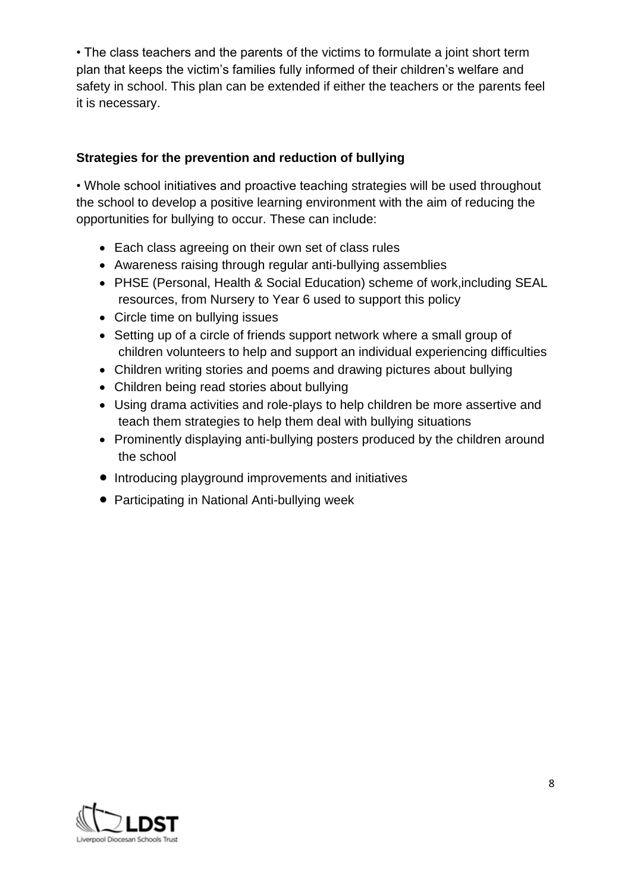• The class teachers and the parents of the victims to formulate a joint short term plan that keeps the victim's families fully informed of their children's welfare and safety in school. This plan can be extended if either the teachers or the parents feel it is necessary.

**Strategies for the prevention and reduction of bullying**

• Whole school initiatives and proactive teaching strategies will be used throughout the school to develop a positive learning environment with the aim of reducing the opportunities for bullying to occur. These can include:

- Each class agreeing on their own set of class rules
- Awareness raising through regular anti-bullying assemblies
- PHSE (Personal, Health & Social Education) scheme of work,including SEAL resources, from Nursery to Year 6 used to support this policy
- Circle time on bullying issues
- Setting up of a circle of friends support network where a small group of children volunteers to help and support an individual experiencing difficulties
- Children writing stories and poems and drawing pictures about bullying
- Children being read stories about bullying
- Using drama activities and role-plays to help children be more assertive and teach them strategies to help them deal with bullying situations
- Prominently displaying anti-bullying posters produced by the children around the school
- Introducing playground improvements and initiatives
- Participating in National Anti-bullying week